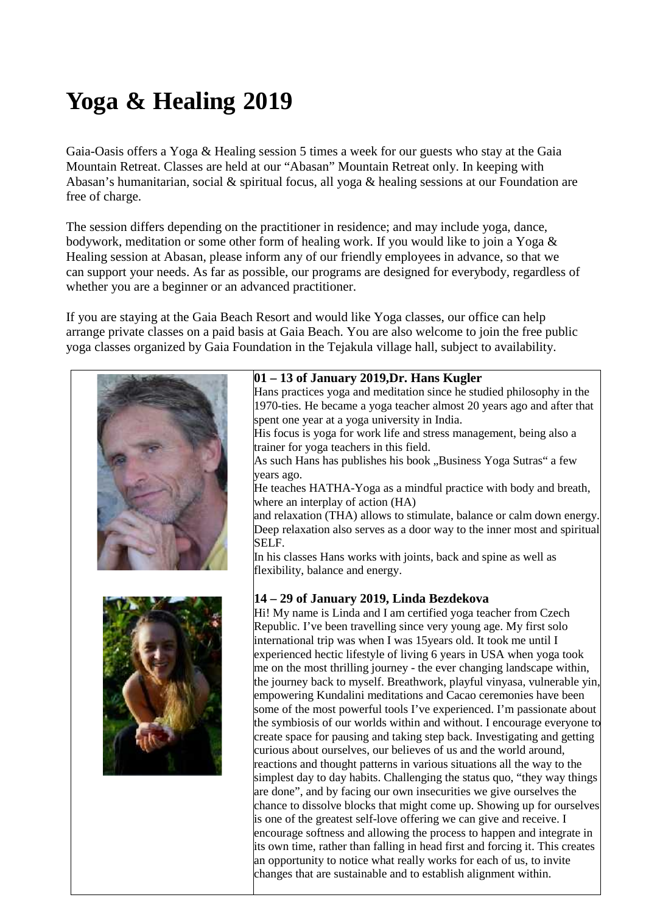# Yoga & Healing 2019

Gaia-Oasis offers a Yoga & Healing session 5 times a week for our guests who stay at the Gaia Mountain Retreat. Classes are held at our "Abasan" Mountain Retreat only. In keeping with Abasan's humanitarian, social & spiritual focus, all yoga & healing sessions at our Foundation are free of charge.

The session differs depending on the practitioner in residence; and may include yoga, dance, bodywork, meditation or some other form of healing work. If you would like to join a Yoga & Healing session at Abasan, please inform any of our friendly employees in advance, so that we can support your needs. As far as possible, our programs are designed for everybody, regardless of whether you are a beginner or an advanced practitioner.

If you are staying at the Gaia Beach Resort and would like Yoga classes, our office can help arrange private classes on a paid basis at Gaia Beach. You are also welcome to join the free public yoga classes organized by Gaia Foundation in the Tejakula village hall, subject to availability.

**01 – 13 of January 2019,Dr. Hans Kugler**

Hans practices yoga and meditation since he studied philosophy in the 1970-ties. He became a yoga teacher almost 20 years ago and after that spent one year at a yoga university in India.

His focus is yoga for work life and stress management, being also a trainer for yoga teachers in this field.

As such Hans has publishes his book „Business Yoga Sutras" a few years ago.

He teaches HATHA-Yoga as a mindful practice with body and breath, where an interplay of action (HA)

and relaxation (THA) allows to stimulate, balance or calm down energy. Deep relaxation also serves as a door way to the inner most and spiritual SELF.

In his classes Hans works with joints, back and spine as well as flexibility, balance and energy.

**14 – 29 of January 2019, Linda Bezdekova**

Hi! My name is Linda and I am certified yoga teacher from Czech Republic. I've been travelling since very young age. My first solo international trip was when I was 15years old. It took me until I experienced hectic lifestyle of living 6 years in USA when yoga took me on the most thrilling journey - the ever changing landscape within, the journey back to myself. Breathwork, playful vinyasa, vulnerable yin, empowering Kundalini meditations and Cacao ceremonies have been some of the most powerful tools I've experienced. I'm passionate about the symbiosis of our worlds within and without. I encourage everyone to create space for pausing and taking step back. Investigating and getting curious about ourselves, our believes of us and the world around, reactions and thought patterns in various situations all the way to the simplest day to day habits. Challenging the status quo, "they way things are done", and by facing our own insecurities we give ourselves the chance to dissolve blocks that might come up. Showing up for ourselves is one of the greatest self-love offering we can give and receive. I encourage softness and allowing the process to happen and integrate in its own time, rather than falling in head first and forcing it. This creates an opportunity to notice what really works for each of us, to invite changes that are sustainable and to establish alignment within.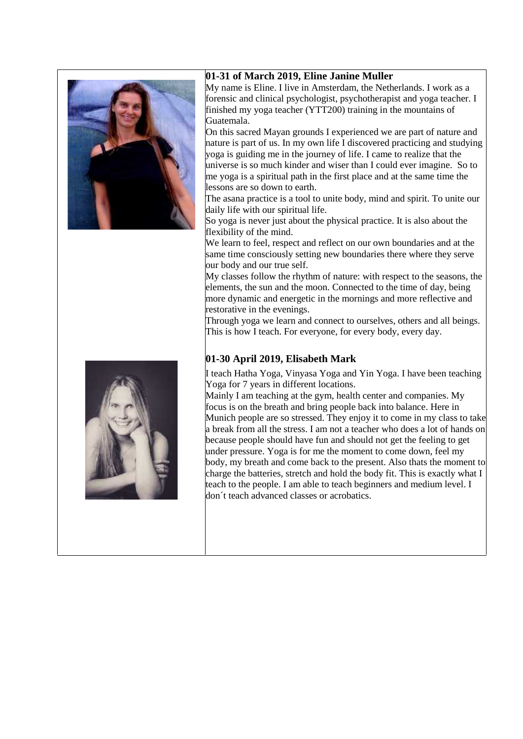**01-31 of March 2019, Eline Janine Muller**

My name is Eline. I live in Amsterdam, the Netherlands. I work as a forensic and clinical psychologist, psychotherapist and yoga teacher. I finished my yoga teacher (YTT200) training in the mountains of Guatemala.

On this sacred Mayan grounds I experienced we are part of nature and nature is part of us. In my own life I discovered practicing and studying yoga is guiding me in the journey of life. I came to realize that the universe is so much kinder and wiser than I could ever imagine. So to me yoga is a spiritual path in the first place and at the same time the lessons are so down to earth.

The asana practice is a tool to unite body, mind and spirit. To unite our daily life with our spiritual life.

So yoga is never just about the physical practice. It is also about the flexibility of the mind.

We learn to feel, respect and reflect on our own boundaries and at the same time consciously setting new boundaries there where they serve our body and our true self.

My classes follow the rhythm of nature: with respect to the seasons, the elements, the sun and the moon. Connected to the time of day, being more dynamic and energetic in the mornings and more reflective and restorative in the evenings.

Through yoga we learn and connect to ourselves, others and all beings. This is how I teach. For everyone, for every body, every day.

**01-30 April 2019, Elisabeth Mark**

I teach Hatha Yoga, Vinyasa Yoga and Yin Yoga. I have been teaching Yoga for 7 years in different locations.

Mainly I am teaching at the gym, health center and companies. My focus is on the breath and bring people back into balance. Here in Munich people are so stressed. They enjoy it to come in my class to take a break from all the stress. I am not a teacher who does a lot of hands on because people should have fun and should not get the feeling to get under pressure. Yoga is for me the moment to come down, feel my body, my breath and come back to the present. Also thats the moment to charge the batteries, stretch and hold the body fit. This is exactly what I teach to the people. I am able to teach beginners and medium level. I don´t teach advanced classes or acrobatics.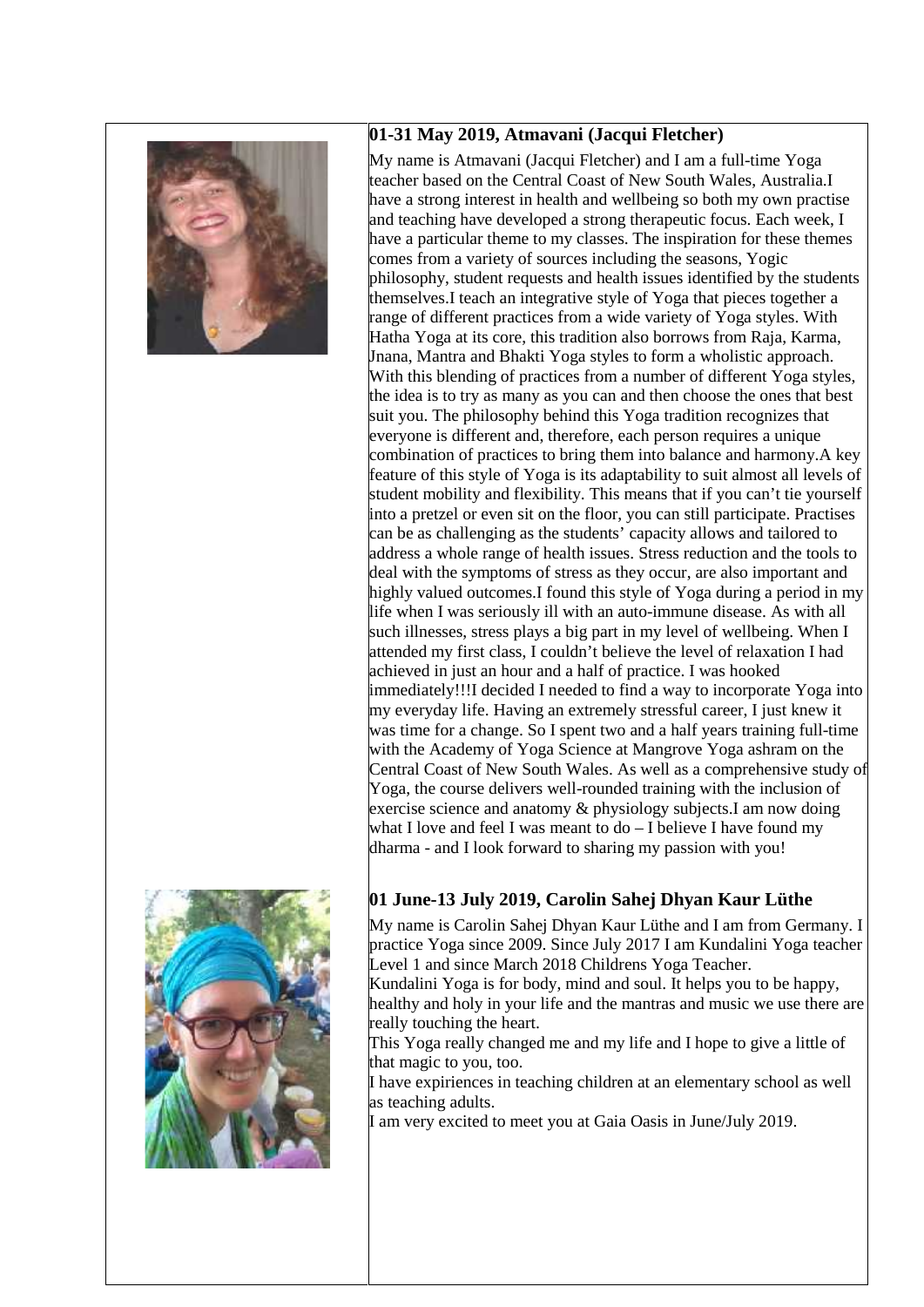### 01-31 May 2019, Atmavani (Jacqui Fletcher)

My name is Atmavani (Jacqui Fletcher) and I am a full-time Yoga teacher based on the Central Coast of New South Wales, Australia.I have a strong interest in health and wellbeing so both my own practise and teaching have developed a strong therapeutic focus. Each week, I have a particular theme to my classes. The inspiration for these themes comes from a variety of sources including the seasons, Yogic philosophy, student requests and health issues identified by the students themselves.I teach an integrative style of Yoga that pieces together a range of different practices from a wide variety of Yoga styles. With Hatha Yoga at its core, this tradition also borrows from Raja, Karma, Jnana, Mantra and Bhakti Yoga styles to form a wholistic approach. With this blending of practices from a number of different Yoga styles, the idea is to try as many as you can and then choose the ones that best suit you. The philosophy behind this Yoga tradition recognizes that everyone is different and, therefore, each person requires a unique combination of practices to bring them into balance and harmony.A key feature of this style of Yoga is its adaptability to suit almost all levels of student mobility and flexibility. This means that if you can't tie yourself into a pretzel or even sit on the floor, you can still participate. Practises can be as challenging as the students' capacity allows and tailored to address a whole range of health issues. Stress reduction and the tools to deal with the symptoms of stress as they occur, are also important and highly valued outcomes.I found this style of Yoga during a period in my life when I was seriously ill with an auto-immune disease. As with all such illnesses, stress plays a big part in my level of wellbeing. When I attended my first class, I couldn't believe the level of relaxation I had achieved in just an hour and a half of practice. I was hooked immediately!!!I decided I needed to find a way to incorporate Yoga into my everyday life. Having an extremely stressful career, I just knew it was time for a change. So I spent two and a half years training full-time with the Academy of Yoga Science at Mangrove Yoga ashram on the Central Coast of New South Wales. As well as a comprehensive study of Yoga, the course delivers well-rounded training with the inclusion of exercise science and anatomy & physiology subjects.I am now doing what I love and feel I was meant to do – I believe I have found my dharma - and I look forward to sharing my passion with you!

### 01 June-13 July 2019, Carolin Sahej Dhyan Kaur Lüthe

My name is Carolin Sahej Dhyan Kaur Lüthe and I am from Germany. I practice Yoga since 2009. Since July 2017 I am Kundalini Yoga teacher Level 1 and since March 2018 Childrens Yoga Teacher.

Kundalini Yoga is for body, mind and soul. It helps you to be happy, healthy and holy in your life and the mantras and music we use there are really touching the heart.

This Yoga really changed me and my life and I hope to give a little of that magic to you, too.

I have expiriences in teaching children at an elementary school as well as teaching adults.

I am very excited to meet you at Gaia Oasis in June/July 2019.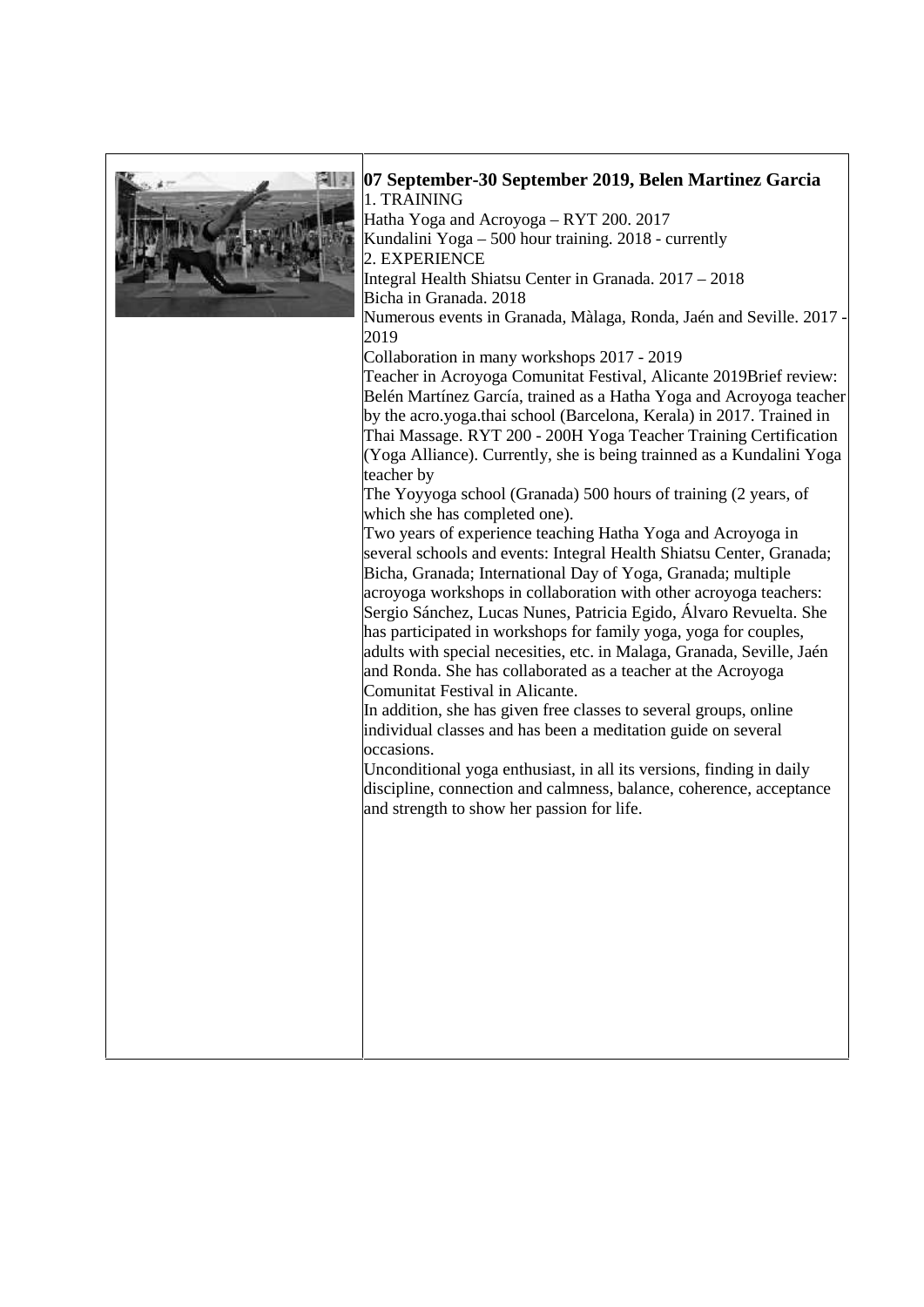**07 September-30 September 2019, Belen Martinez Garcia**

1. TRAINING

Hatha Yoga and Acroyoga – RYT 200. 2017

Kundalini Yoga – 500 hour training. 2018 - currently

2. EXPERIENCE

Integral Health Shiatsu Center in Granada. 2017 – 2018

Bicha in Granada. 2018

Numerous events in Granada, Màlaga, Ronda, Jaén and Seville. 2017 - 2019

Collaboration in many workshops 2017 - 2019

Teacher in Acroyoga Comunitat Festival, Alicante 2019Brief review: Belén Martínez García, trained as a Hatha Yoga and Acroyoga teacher by the acro.yoga.thai school (Barcelona, Kerala) in 2017. Trained in Thai Massage. RYT 200 - 200H Yoga Teacher Training Certification (Yoga Alliance). Currently, she is being trainned as a Kundalini Yoga teacher by

The Yoyyoga school (Granada) 500 hours of training (2 years, of which she has completed one).

Two years of experience teaching Hatha Yoga and Acroyoga in several schools and events: Integral Health Shiatsu Center, Granada; Bicha, Granada; International Day of Yoga, Granada; multiple acroyoga workshops in collaboration with other acroyoga teachers: Sergio Sánchez, Lucas Nunes, Patricia Egido, Álvaro Revuelta. She has participated in workshops for family yoga, yoga for couples, adults with special necesities, etc. in Malaga, Granada, Seville, Jaén and Ronda. She has collaborated as a teacher at the Acroyoga Comunitat Festival in Alicante.

In addition, she has given free classes to several groups, online individual classes and has been a meditation guide on several occasions.

Unconditional yoga enthusiast, in all its versions, finding in daily discipline, connection and calmness, balance, coherence, acceptance and strength to show her passion for life.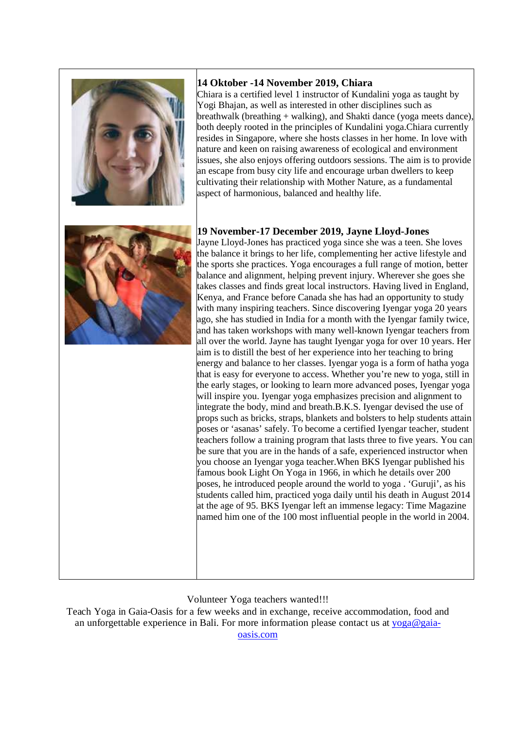**14 Oktober -14 November 2019, Chiara**

Chiara is a certified level 1 instructor of Kundalini yoga as taught by Yogi Bhajan, as well as interested in other disciplines such as breathwalk (breathing + walking), and Shakti dance (yoga meets dance), both deeply rooted in the principles of Kundalini yoga.Chiara currently resides in Singapore, where she hosts classes in her home. In love with nature and keen on raising awareness of ecological and environment issues, she also enjoys offering outdoors sessions. The aim is to provide an escape from busy city life and encourage urban dwellers to keep cultivating their relationship with Mother Nature, as a fundamental aspect of harmonious, balanced and healthy life.

**19 November-17 December 2019, Jayne Lloyd-Jones**

Jayne Lloyd-Jones has practiced yoga since she was a teen. She loves the balance it brings to her life, complementing her active lifestyle and the sports she practices. Yoga encourages a full range of motion, better balance and alignment, helping prevent injury. Wherever she goes she takes classes and finds great local instructors. Having lived in England, Kenya, and France before Canada she has had an opportunity to study with many inspiring teachers. Since discovering Iyengar yoga 20 years ago, she has studied in India for a month with the Iyengar family twice, and has taken workshops with many well-known Iyengar teachers from all over the world. Jayne has taught Iyengar yoga for over 10 years. Her aim is to distill the best of her experience into her teaching to bring energy and balance to her classes. Iyengar yoga is a form of hatha yoga that is easy for everyone to access. Whether you're new to yoga, still in the early stages, or looking to learn more advanced poses, Iyengar yoga will inspire you. Iyengar yoga emphasizes precision and alignment to integrate the body, mind and breath.B.K.S. Iyengar devised the use of props such as bricks, straps, blankets and bolsters to help students attain poses or 'asanas' safely. To become a certified Iyengar teacher, student teachers follow a training program that lasts three to five years. You can be sure that you are in the hands of a safe, experienced instructor when you choose an Iyengar yoga teacher.When BKS Iyengar published his famous book Light On Yoga in 1966, in which he details over 200 poses, he introduced people around the world to yoga . 'Guruji', as his students called him, practiced yoga daily until his death in August 2014 at the age of 95. BKS Iyengar left an immense legacy: Time Magazine named him one of the 100 most influential people in the world in 2004.

Volunteer Yoga teachers wanted!!!

Teach Yoga in Gaia-Oasis for a few weeks and in exchange, receive accommodation, food and an unforgettable experience in Bali. For more information please contact us at yoga@gaia-oasis.com